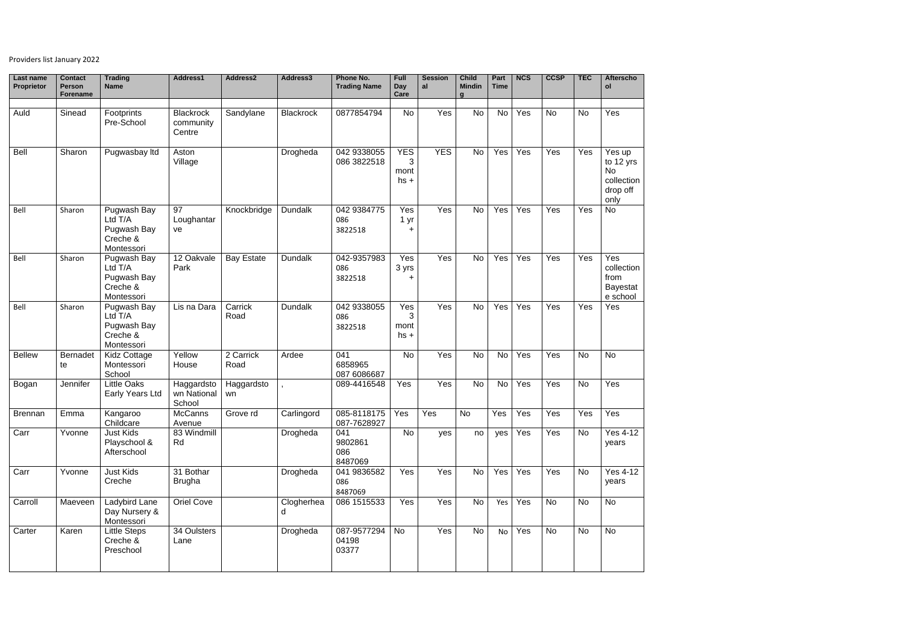Providers list January 2022

| Last name Proprietor | Contact Person Forename | Trading Name | Address1 | Address2 | Address3 | Phone No. Trading Name | Full Day Care | Sessional | Child Minding | Part Time | NCS | CCSP | TEC | Afterschool |
|---|---|---|---|---|---|---|---|---|---|---|---|---|---|---|
| | | | | | | | | | | | | | | |
| Auld | Sinead | Footprints Pre-School | Blackrock community Centre | Sandylane | Blackrock | 0877854794 | No | Yes | No | No | Yes | No | No | Yes |
| Bell | Sharon | Pugwasbay ltd | Aston Village | | Drogheda | 042 9338055 086 3822518 | YES 3 months + | YES | No | Yes | Yes | Yes | Yes | Yes up to 12 yrs No collection drop off only |
| Bell | Sharon | Pugwash Bay Ltd T/A Pugwash Bay Creche & Montessori | 97 Loughantarve | Knockbridge | Dundalk | 042 9384775 086 3822518 | Yes 1 yr + | Yes | No | Yes | Yes | Yes | Yes | No |
| Bell | Sharon | Pugwash Bay Ltd T/A Pugwash Bay Creche & Montessori | 12 Oakvale Park | Bay Estate | Dundalk | 042-9357983 086 3822518 | Yes 3 yrs + | Yes | No | Yes | Yes | Yes | Yes | Yes collection from Bayestate school |
| Bell | Sharon | Pugwash Bay Ltd T/A Pugwash Bay Creche & Montessori | Lis na Dara | Carrick Road | Dundalk | 042 9338055 086 3822518 | Yes 3 months + | Yes | No | Yes | Yes | Yes | Yes | Yes |
| Bellew | Bernadette | Kidz Cottage Montessori School | Yellow House | 2 Carrick Road | Ardee | 041 6858965 087 6086687 | No | Yes | No | No | Yes | Yes | No | No |
| Bogan | Jennifer | Little Oaks Early Years Ltd | Haggardstown National School | Haggardstown | , | 089-4416548 | Yes | Yes | No | No | Yes | Yes | No | Yes |
| Brennan | Emma | Kangaroo Childcare | McCanns Avenue | Grove rd | Carlingord | 085-8118175 087-7628927 | Yes | Yes | No | Yes | Yes | Yes | Yes | Yes |
| Carr | Yvonne | Just Kids Playschool & Afterschool | 83 Windmill Rd | | Drogheda | 041 9802861 086 8487069 | No | yes | no | yes | Yes | Yes | No | Yes 4-12 years |
| Carr | Yvonne | Just Kids Creche | 31 Bothar Brugha | | Drogheda | 041 9836582 086 8487069 | Yes | Yes | No | Yes | Yes | Yes | No | Yes 4-12 years |
| Carroll | Maeveen | Ladybird Lane Day Nursery & Montessori | Oriel Cove | | Clogherhead | 086 1515533 | Yes | Yes | No | Yes | Yes | No | No | No |
| Carter | Karen | Little Steps Creche & Preschool | 34 Oulsters Lane | | Drogheda | 087-9577294 04198 03377 | No | Yes | No | No | Yes | No | No | No |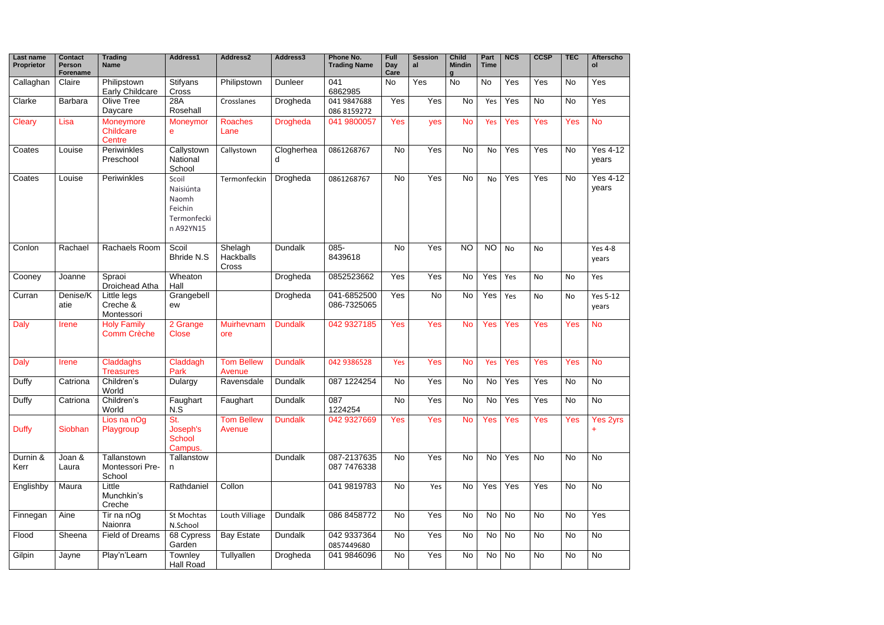| Last name Proprietor | Contact Person Forename | Trading Name | Address1 | Address2 | Address3 | Phone No. Trading Name | Full Day Care | Sessional | Child Minding | Part Time | NCS | CCSP | TEC | Afterschool |
|---|---|---|---|---|---|---|---|---|---|---|---|---|---|---|
| Callaghan | Claire | Philipstown Early Childcare | Stifyans Cross | Philipstown | Dunleer | 041 6862985 | No | Yes | No | No | Yes | Yes | No | Yes |
| Clarke | Barbara | Olive Tree Daycare | 28A Rosehall | Crosslanes | Drogheda | 041 9847688 086 8159272 | Yes | Yes | No | Yes | Yes | No | No | Yes |
| Cleary | Lisa | Moneymore Childcare Centre | Moneymore | Roaches Lane | Drogheda | 041 9800057 | Yes | yes | No | Yes | Yes | Yes | Yes | No |
| Coates | Louise | Periwinkles Preschool | Callystown National School | Callystown | Clogherhead | 0861268767 | No | Yes | No | No | Yes | Yes | No | Yes 4-12 years |
| Coates | Louise | Periwinkles | Scoil Naisiúnta Naomh Feichin Termonfeckin A92YN15 | Termonfeckin | Drogheda | 0861268767 | No | Yes | No | No | Yes | Yes | No | Yes 4-12 years |
| Conlon | Rachael | Rachaels Room | Scoil Bhride N.S | Shelagh Hackballs Cross | Dundalk | 085-8439618 | No | Yes | NO | NO | No | No | | Yes 4-8 years |
| Cooney | Joanne | Spraoi Droichead Atha | Wheaton Hall | | Drogheda | 0852523662 | Yes | Yes | No | Yes | Yes | No | No | Yes |
| Curran | Denise/Katie | Little legs Creche & Montessori | Grangebellew | | Drogheda | 041-6852500 086-7325065 | Yes | No | No | Yes | Yes | No | No | Yes 5-12 years |
| Daly | Irene | Holy Family Comm Crèche | 2 Grange Close | Muirhevnamore | Dundalk | 042 9327185 | Yes | Yes | No | Yes | Yes | Yes | Yes | No |
| Daly | Irene | Claddaghs Treasures | Claddagh Park | Tom Bellew Avenue | Dundalk | 042 9386528 | Yes | Yes | No | Yes | Yes | Yes | Yes | No |
| Duffy | Catriona | Children's World | Dulargy | Ravensdale | Dundalk | 087 1224254 | No | Yes | No | No | Yes | Yes | No | No |
| Duffy | Catriona | Children's World | Faughart N.S | Faughart | Dundalk | 087 1224254 | No | Yes | No | No | Yes | Yes | No | No |
| Duffy | Siobhan | Lios na nOg Playgroup | St. Joseph's School Campus. | Tom Bellew Avenue | Dundalk | 042 9327669 | Yes | Yes | No | Yes | Yes | Yes | Yes | Yes 2yrs + |
| Durnin & Kerr | Joan & Laura | Tallanstown Montessori Pre-School | Tallanstown | | Dundalk | 087-2137635 087 7476338 | No | Yes | No | No | Yes | No | No | No |
| Englishby | Maura | Little Munchkin's Creche | Rathdaniel | Collon | | 041 9819783 | No | Yes | No | Yes | Yes | Yes | No | No |
| Finnegan | Aine | Tir na nOg Naionra | St Mochtas N.School | Louth Villiage | Dundalk | 086 8458772 | No | Yes | No | No | No | No | No | Yes |
| Flood | Sheena | Field of Dreams | 68 Cypress Garden | Bay Estate | Dundalk | 042 9337364 0857449680 | No | Yes | No | No | No | No | No | No |
| Gilpin | Jayne | Play'n'Learn | Townley Hall Road | Tullyallen | Drogheda | 041 9846096 | No | Yes | No | No | No | No | No | No |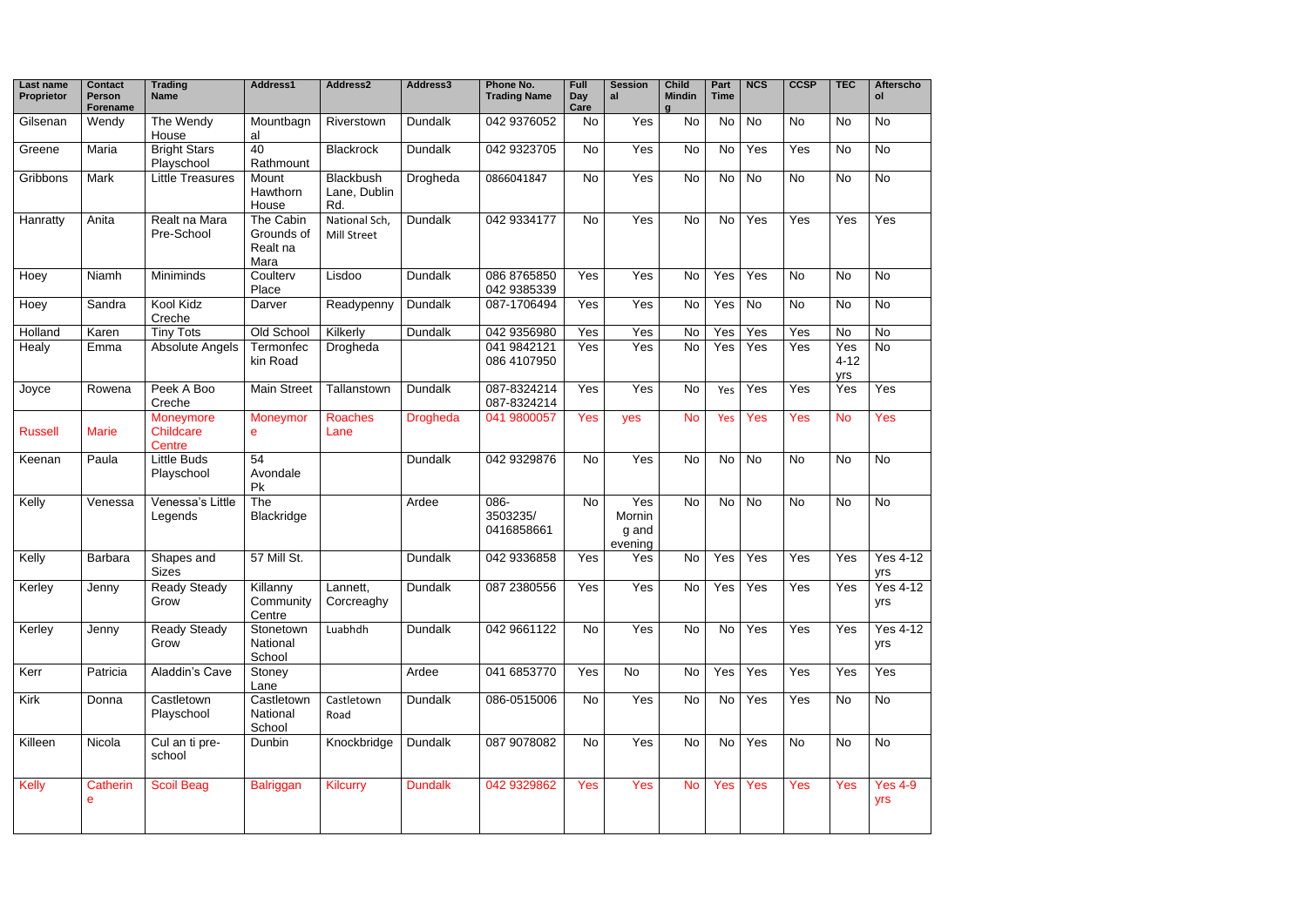| Last name Proprietor | Contact Person Forename | Trading Name | Address1 | Address2 | Address3 | Phone No. Trading Name | Full Day Care | Sessional | Child Minding | Part Time | NCS | CCSP | TEC | Afterschool |
|---|---|---|---|---|---|---|---|---|---|---|---|---|---|---|
| Gilsenan | Wendy | The Wendy House | Mountbagnal | Riverstown | Dundalk | 042 9376052 | No | Yes | No | No | No | No | No | No |
| Greene | Maria | Bright Stars Playschool | 40 Rathmount | Blackrock | Dundalk | 042 9323705 | No | Yes | No | No | Yes | Yes | No | No |
| Gribbons | Mark | Little Treasures | Mount Hawthorn House | Blackbush Lane, Dublin Rd. | Drogheda | 0866041847 | No | Yes | No | No | No | No | No | No |
| Hanratty | Anita | Realt na Mara Pre-School | The Cabin Grounds of Realt na Mara | National Sch, Mill Street | Dundalk | 042 9334177 | No | Yes | No | No | Yes | Yes | Yes | Yes |
| Hoey | Niamh | Miniminds | Coulterv Place | Lisdoo | Dundalk | 086 8765850 042 9385339 | Yes | Yes | No | Yes | Yes | No | No | No |
| Hoey | Sandra | Kool Kidz Creche | Darver | Readypenny | Dundalk | 087-1706494 | Yes | Yes | No | Yes | No | No | No | No |
| Holland | Karen | Tiny Tots | Old School | Kilkerly | Dundalk | 042 9356980 | Yes | Yes | No | Yes | Yes | Yes | No | No |
| Healy | Emma | Absolute Angels | Termonfeckin Road | Drogheda | | 041 9842121 086 4107950 | Yes | Yes | No | Yes | Yes | Yes | Yes 4-12 yrs | No |
| Joyce | Rowena | Peek A Boo Creche | Main Street | Tallanstown | Dundalk | 087-8324214 087-8324214 | Yes | Yes | No | Yes | Yes | Yes | Yes | Yes |
| Russell | Marie | Moneymore Childcare Centre | Moneymore | Roaches Lane | Drogheda | 041 9800057 | Yes | yes | No | Yes | Yes | Yes | No | Yes |
| Keenan | Paula | Little Buds Playschool | 54 Avondale Pk | | Dundalk | 042 9329876 | No | Yes | No | No | No | No | No | No |
| Kelly | Venessa | Venessa's Little Legends | The Blackridge | | Ardee | 086-3503235/ 0416858661 | No | Yes Mornin g and evening | No | No | No | No | No | No |
| Kelly | Barbara | Shapes and Sizes | 57 Mill St. | | Dundalk | 042 9336858 | Yes | Yes | No | Yes | Yes | Yes | Yes | Yes 4-12 yrs |
| Kerley | Jenny | Ready Steady Grow | Killanny Community Centre | Lannett, Corcreaghy | Dundalk | 087 2380556 | Yes | Yes | No | Yes | Yes | Yes | Yes | Yes 4-12 yrs |
| Kerley | Jenny | Ready Steady Grow | Stonetown National School | Luabhdh | Dundalk | 042 9661122 | No | Yes | No | No | Yes | Yes | Yes | Yes 4-12 yrs |
| Kerr | Patricia | Aladdin's Cave | Stoney Lane | | Ardee | 041 6853770 | Yes | No | No | Yes | Yes | Yes | Yes | Yes |
| Kirk | Donna | Castletown Playschool | Castletown National School | Castletown Road | Dundalk | 086-0515006 | No | Yes | No | No | Yes | Yes | No | No |
| Killeen | Nicola | Cul an ti pre-school | Dunbin | Knockbridge | Dundalk | 087 9078082 | No | Yes | No | No | Yes | No | No | No |
| Kelly | Catherine | Scoil Beag | Balriggan | Kilcurry | Dundalk | 042 9329862 | Yes | Yes | No | Yes | Yes | Yes | Yes | Yes 4-9 yrs |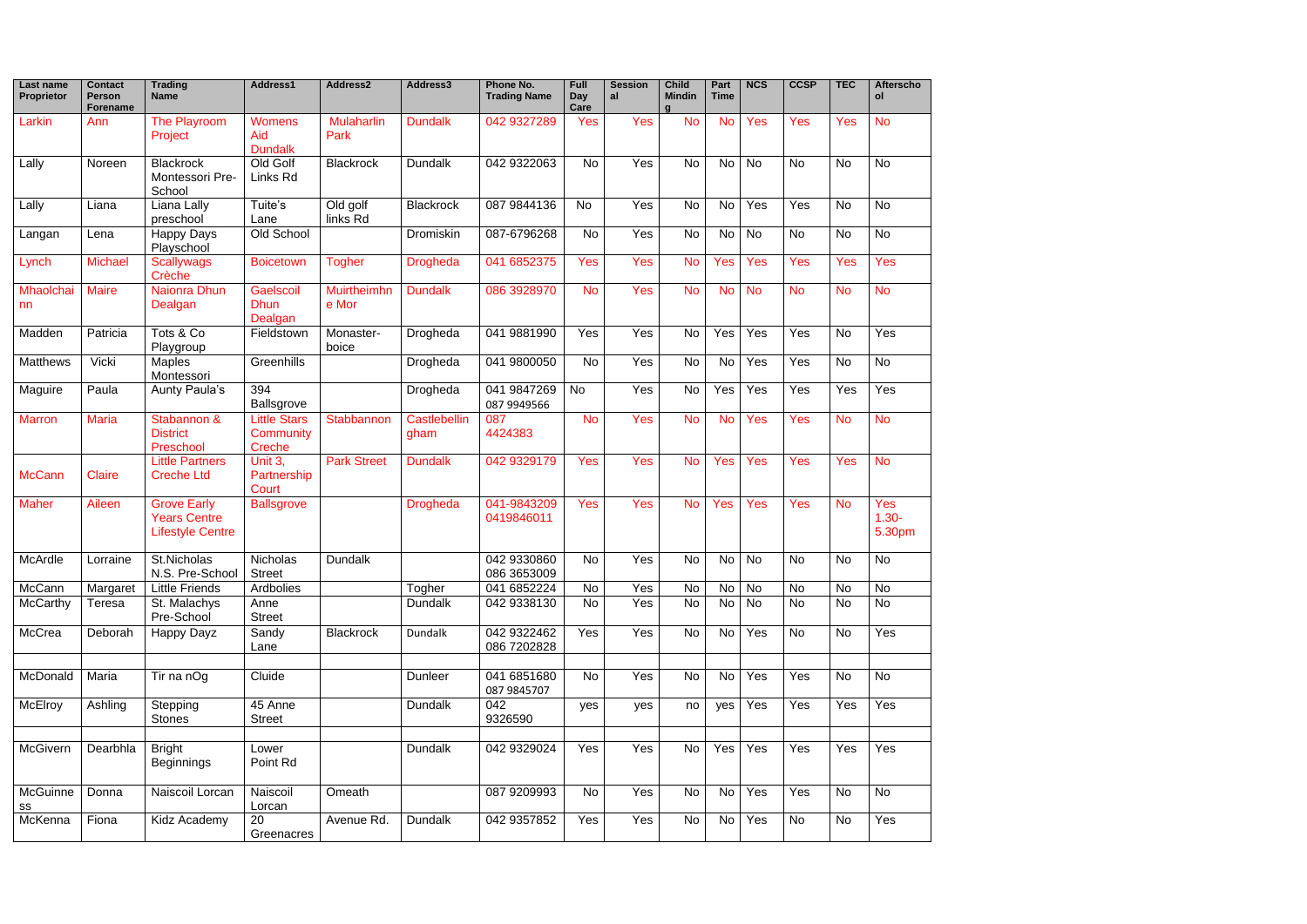| Last name Proprietor | Contact Person Forename | Trading Name | Address1 | Address2 | Address3 | Phone No. Trading Name | Full Day Care | Sessional | Child Minding | Part Time | NCS | CCSP | TEC | Afterschool |
|---|---|---|---|---|---|---|---|---|---|---|---|---|---|---|
| Larkin | Ann | The Playroom Project | Womens Aid Dundalk | Mulaharlin Park | Dundalk | 042 9327289 | Yes | Yes | No | No | Yes | Yes | Yes | No |
| Lally | Noreen | Blackrock Montessori Pre-School | Old Golf Links Rd | Blackrock | Dundalk | 042 9322063 | No | Yes | No | No | No | No | No | No |
| Lally | Liana | Liana Lally preschool | Tuite's Lane | Old golf links Rd | Blackrock | 087 9844136 | No | Yes | No | No | Yes | Yes | No | No |
| Langan | Lena | Happy Days Playschool | Old School | | Dromiskin | 087-6796268 | No | Yes | No | No | No | No | No | No |
| Lynch | Michael | Scallywags Crèche | Boicetown | Togher | Drogheda | 041 6852375 | Yes | Yes | No | Yes | Yes | Yes | Yes | Yes |
| Mhaolchainn | Maire | Naionra Dhun Dealgan | Gaelscoil Dhun Dealgan | Muirtheimhne Mor | Dundalk | 086 3928970 | No | Yes | No | No | No | No | No | No |
| Madden | Patricia | Tots & Co Playgroup | Fieldstown | Monaster-boice | Drogheda | 041 9881990 | Yes | Yes | No | Yes | Yes | Yes | No | Yes |
| Matthews | Vicki | Maples Montessori | Greenhills | | Drogheda | 041 9800050 | No | Yes | No | No | Yes | Yes | No | No |
| Maguire | Paula | Aunty Paula's | 394 Ballsgrove | | Drogheda | 041 9847269 087 9949566 | No | Yes | No | Yes | Yes | Yes | Yes | Yes |
| Marron | Maria | Stabannon & District Preschool | Little Stars Community Creche | Stabbannon | Castlebellingham | 087 4424383 | No | Yes | No | No | Yes | Yes | No | No |
| McCann | Claire | Little Partners Creche Ltd | Unit 3, Partnership Court | Park Street | Dundalk | 042 9329179 | Yes | Yes | No | Yes | Yes | Yes | Yes | No |
| Maher | Aileen | Grove Early Years Centre Lifestyle Centre | Ballsgrove | | Drogheda | 041-9843209 0419846011 | Yes | Yes | No | Yes | Yes | Yes | No | Yes 1.30-5.30pm |
| McArdle | Lorraine | St.Nicholas N.S. Pre-School | Nicholas Street | Dundalk | | 042 9330860 086 3653009 | No | Yes | No | No | No | No | No | No |
| McCann | Margaret | Little Friends | Ardbolies | | Togher | 041 6852224 | No | Yes | No | No | No | No | No | No |
| McCarthy | Teresa | St. Malachys Pre-School | Anne Street | | Dundalk | 042 9338130 | No | Yes | No | No | No | No | No | No |
| McCrea | Deborah | Happy Dayz | Sandy Lane | Blackrock | Dundalk | 042 9322462 086 7202828 | Yes | Yes | No | No | Yes | No | No | Yes |
| McDonald | Maria | Tir na nOg | Cluide | | Dunleer | 041 6851680 087 9845707 | No | Yes | No | No | Yes | Yes | No | No |
| McElroy | Ashling | Stepping Stones | 45 Anne Street | | Dundalk | 042 9326590 | yes | yes | no | yes | Yes | Yes | Yes | Yes |
| McGivern | Dearbhla | Bright Beginnings | Lower Point Rd | | Dundalk | 042 9329024 | Yes | Yes | No | Yes | Yes | Yes | Yes | Yes |
| McGuinness | Donna | Naiscoil Lorcan | Naiscoil Lorcan | Omeath | | 087 9209993 | No | Yes | No | No | Yes | Yes | No | No |
| McKenna | Fiona | Kidz Academy | 20 Greenacres | Avenue Rd. | Dundalk | 042 9357852 | Yes | Yes | No | No | Yes | No | No | Yes |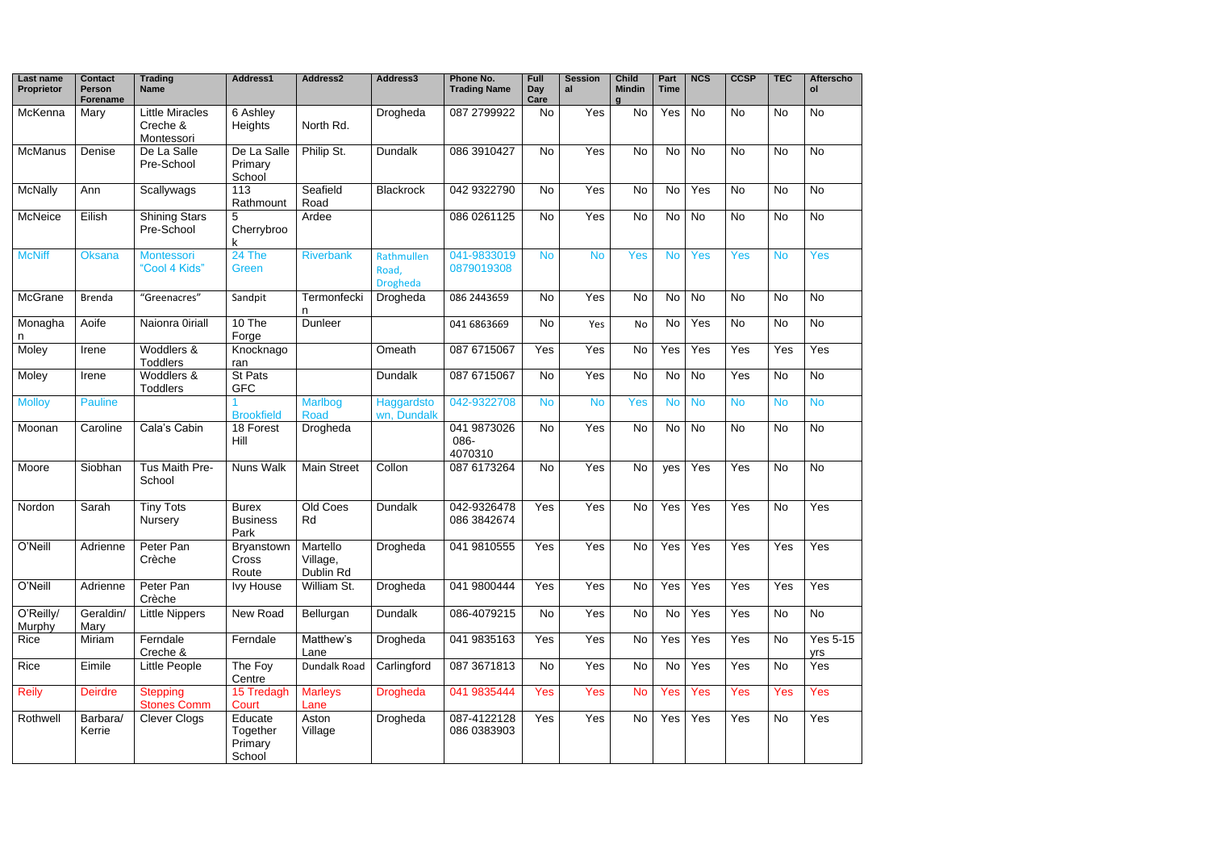| Last name Proprietor | Contact Person Forename | Trading Name | Address1 | Address2 | Address3 | Phone No. Trading Name | Full Day Care | Sessional | Child Minding | Part Time | NCS | CCSP | TEC | Afterschool |
|---|---|---|---|---|---|---|---|---|---|---|---|---|---|---|
| McKenna | Mary | Little Miracles Creche & Montessori | 6 Ashley Heights | North Rd. | Drogheda | 087 2799922 | No | Yes | No | Yes | No | No | No | No |
| McManus | Denise | De La Salle Pre-School | De La Salle Primary School | Philip St. | Dundalk | 086 3910427 | No | Yes | No | No | No | No | No | No |
| McNally | Ann | Scallywags | 113 Rathmount | Seafield Road | Blackrock | 042 9322790 | No | Yes | No | No | Yes | No | No | No |
| McNeice | Eilish | Shining Stars Pre-School | 5 Cherrybrook | Ardee | | 086 0261125 | No | Yes | No | No | No | No | No | No |
| McNiff | Oksana | Montessori "Cool 4 Kids" | 24 The Green | Riverbank | Rathmullen Road, Drogheda | 041-9833019 0879019308 | No | No | Yes | No | Yes | Yes | No | Yes |
| McGrane | Brenda | "Greenacres" | Sandpit | Termonfeckin | Drogheda | 086 2443659 | No | Yes | No | No | No | No | No | No |
| Monaghan | Aoife | Naionra 0iriall | 10 The Forge | Dunleer | | 041 6863669 | No | Yes | No | No | Yes | No | No | No |
| Moley | Irene | Woddlers & Toddlers | Knocknagoran | | Omeath | 087 6715067 | Yes | Yes | No | Yes | Yes | Yes | Yes | Yes |
| Moley | Irene | Woddlers & Toddlers | St Pats GFC | | Dundalk | 087 6715067 | No | Yes | No | No | No | Yes | No | No |
| Molloy | Pauline | | 1 Brookfield | Marlbog Road | Haggardstown, Dundalk | 042-9322708 | No | No | Yes | No | No | No | No | No |
| Moonan | Caroline | Cala's Cabin | 18 Forest Hill | Drogheda | | 041 9873026 086-4070310 | No | Yes | No | No | No | No | No | No |
| Moore | Siobhan | Tus Maith Pre-School | Nuns Walk | Main Street | Collon | 087 6173264 | No | Yes | No | yes | Yes | Yes | No | No |
| Nordon | Sarah | Tiny Tots Nursery | Burex Business Park | Old Coes Rd | Dundalk | 042-9326478 086 3842674 | Yes | Yes | No | Yes | Yes | Yes | No | Yes |
| O'Neill | Adrienne | Peter Pan Crèche | Bryanstown Cross Route | Martello Village, Dublin Rd | Drogheda | 041 9810555 | Yes | Yes | No | Yes | Yes | Yes | Yes | Yes |
| O'Neill | Adrienne | Peter Pan Crèche | Ivy House | William St. | Drogheda | 041 9800444 | Yes | Yes | No | Yes | Yes | Yes | Yes | Yes |
| O'Reilly/ Murphy | Geraldin/ Mary | Little Nippers | New Road | Bellurgan | Dundalk | 086-4079215 | No | Yes | No | No | Yes | Yes | No | No |
| Rice | Miriam | Ferndale Creche & | Ferndale | Matthew's Lane | Drogheda | 041 9835163 | Yes | Yes | No | Yes | Yes | Yes | No | Yes 5-15 yrs |
| Rice | Eimile | Little People | The Foy Centre | Dundalk Road | Carlingford | 087 3671813 | No | Yes | No | No | Yes | Yes | No | Yes |
| Reily | Deirdre | Stepping Stones Comm | 15 Tredagh Court | Marleys Lane | Drogheda | 041 9835444 | Yes | Yes | No | Yes | Yes | Yes | Yes | Yes |
| Rothwell | Barbara/ Kerrie | Clever Clogs | Educate Together Primary School | Aston Village | Drogheda | 087-4122128 086 0383903 | Yes | Yes | No | Yes | Yes | Yes | No | Yes |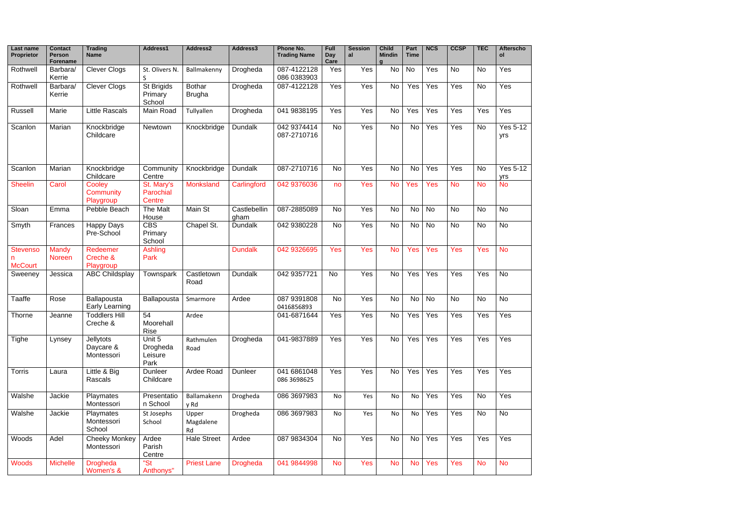| Last name Proprietor | Contact Person Forename | Trading Name | Address1 | Address2 | Address3 | Phone No. Trading Name | Full Day Care | Sessional | Child Minding | Part Time | NCS | CCSP | TEC | Afterschool |
|---|---|---|---|---|---|---|---|---|---|---|---|---|---|---|
| Rothwell | Barbara/ Kerrie | Clever Clogs | St. Olivers N. S | Ballmakenny | Drogheda | 087-4122128 086 0383903 | Yes | Yes | No | No | Yes | No | No | Yes |
| Rothwell | Barbara/ Kerrie | Clever Clogs | St Brigids Primary School | Bothar Brugha | Drogheda | 087-4122128 | Yes | Yes | No | Yes | Yes | Yes | No | Yes |
| Russell | Marie | Little Rascals | Main Road | Tullyallen | Drogheda | 041 9838195 | Yes | Yes | No | Yes | Yes | Yes | Yes | Yes |
| Scanlon | Marian | Knockbridge Childcare | Newtown | Knockbridge | Dundalk | 042 9374414 087-2710716 | No | Yes | No | No | Yes | Yes | No | Yes 5-12 yrs |
| Scanlon | Marian | Knockbridge Childcare | Community Centre | Knockbridge | Dundalk | 087-2710716 | No | Yes | No | No | Yes | Yes | No | Yes 5-12 yrs |
| Sheelin | Carol | Cooley Community Playgroup | St. Mary's Parochial Centre | Monksland | Carlingford | 042 9376036 | no | Yes | No | Yes | Yes | No | No | No |
| Sloan | Emma | Pebble Beach | The Malt House | Main St | Castlebellingham | 087-2885089 | No | Yes | No | No | No | No | No | No |
| Smyth | Frances | Happy Days Pre-School | CBS Primary School | Chapel St. | Dundalk | 042 9380228 | No | Yes | No | No | No | No | No | No |
| Stevenson McCourt | Mandy Noreen | Redeemer Creche & Playgroup | Ashling Park | | Dundalk | 042 9326695 | Yes | Yes | No | Yes | Yes | Yes | Yes | No |
| Sweeney | Jessica | ABC Childsplay | Townspark | Castletown Road | Dundalk | 042 9357721 | No | Yes | No | Yes | Yes | Yes | Yes | No |
| Taaffe | Rose | Ballapousta Early Learning | Ballapousta | Smarmore | Ardee | 087 9391808 0416856893 | No | Yes | No | No | No | No | No | No |
| Thorne | Jeanne | Toddlers Hill Creche & | 54 Moorehall Rise | Ardee | | 041-6871644 | Yes | Yes | No | Yes | Yes | Yes | Yes | Yes |
| Tighe | Lynsey | Jellytots Daycare & Montessori | Unit 5 Drogheda Leisure Park | Rathmulen Road | Drogheda | 041-9837889 | Yes | Yes | No | Yes | Yes | Yes | Yes | Yes |
| Torris | Laura | Little & Big Rascals | Dunleer Childcare | Ardee Road | Dunleer | 041 6861048 086 3698625 | Yes | Yes | No | Yes | Yes | Yes | Yes | Yes |
| Walshe | Jackie | Playmates Montessori | Presentation School | Ballamakenny Rd | Drogheda | 086 3697983 | No | Yes | No | No | Yes | Yes | No | Yes |
| Walshe | Jackie | Playmates Montessori School | St Josephs School | Upper Magdalene Rd | Drogheda | 086 3697983 | No | Yes | No | No | Yes | Yes | No | No |
| Woods | Adel | Cheeky Monkey Montessori | Ardee Parish Centre | Hale Street | Ardee | 087 9834304 | No | Yes | No | No | Yes | Yes | Yes | Yes |
| Woods | Michelle | Drogheda Women's & | "St Anthonys" | Priest Lane | Drogheda | 041 9844998 | No | Yes | No | No | Yes | Yes | No | No |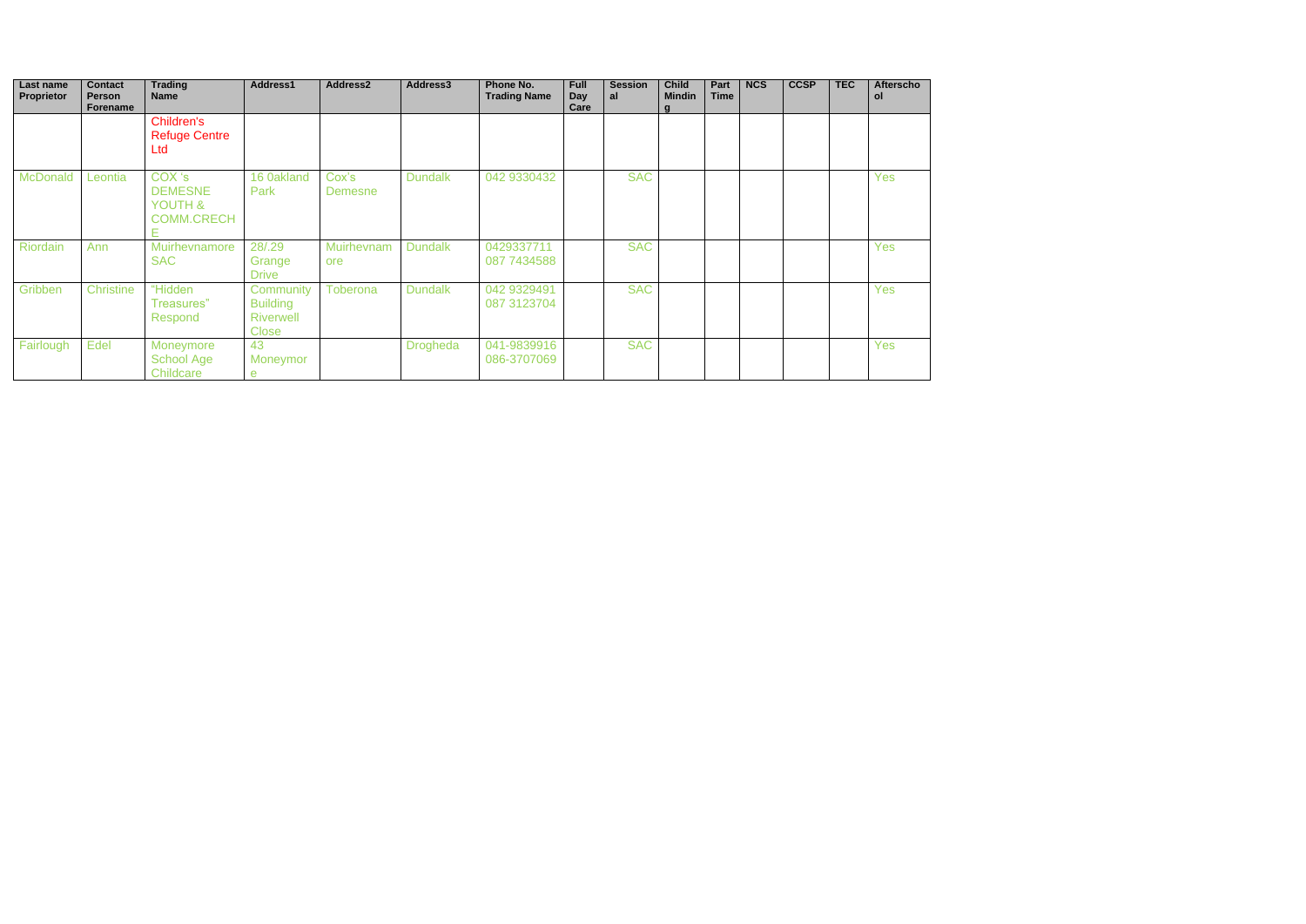| Last name Proprietor | Contact Person Forename | Trading Name | Address1 | Address2 | Address3 | Phone No. Trading Name | Full Day Care | Sessional | Child Minding | Part Time | NCS | CCSP | TEC | Afterschool |
|---|---|---|---|---|---|---|---|---|---|---|---|---|---|---|
| | | Children's Refuge Centre Ltd | | | | | | | | | | | | |
| McDonald | Leontia | COX 's DEMESNE YOUTH & COMM.CRECHE | 16 0akland Park | Cox's Demesne | Dundalk | 042 9330432 | | SAC | | | | | | Yes |
| Riordain | Ann | Muirhevnamore SAC | 28/.29 Grange Drive | Muirhevnamore | Dundalk | 0429337711 087 7434588 | | SAC | | | | | | Yes |
| Gribben | Christine | "Hidden Treasures" Respond | Community Building Riverwell Close | Toberona | Dundalk | 042 9329491 087 3123704 | | SAC | | | | | | Yes |
| Fairlough | Edel | Moneymore School Age Childcare | 43 Moneymore | | Drogheda | 041-9839916 086-3707069 | | SAC | | | | | | Yes |